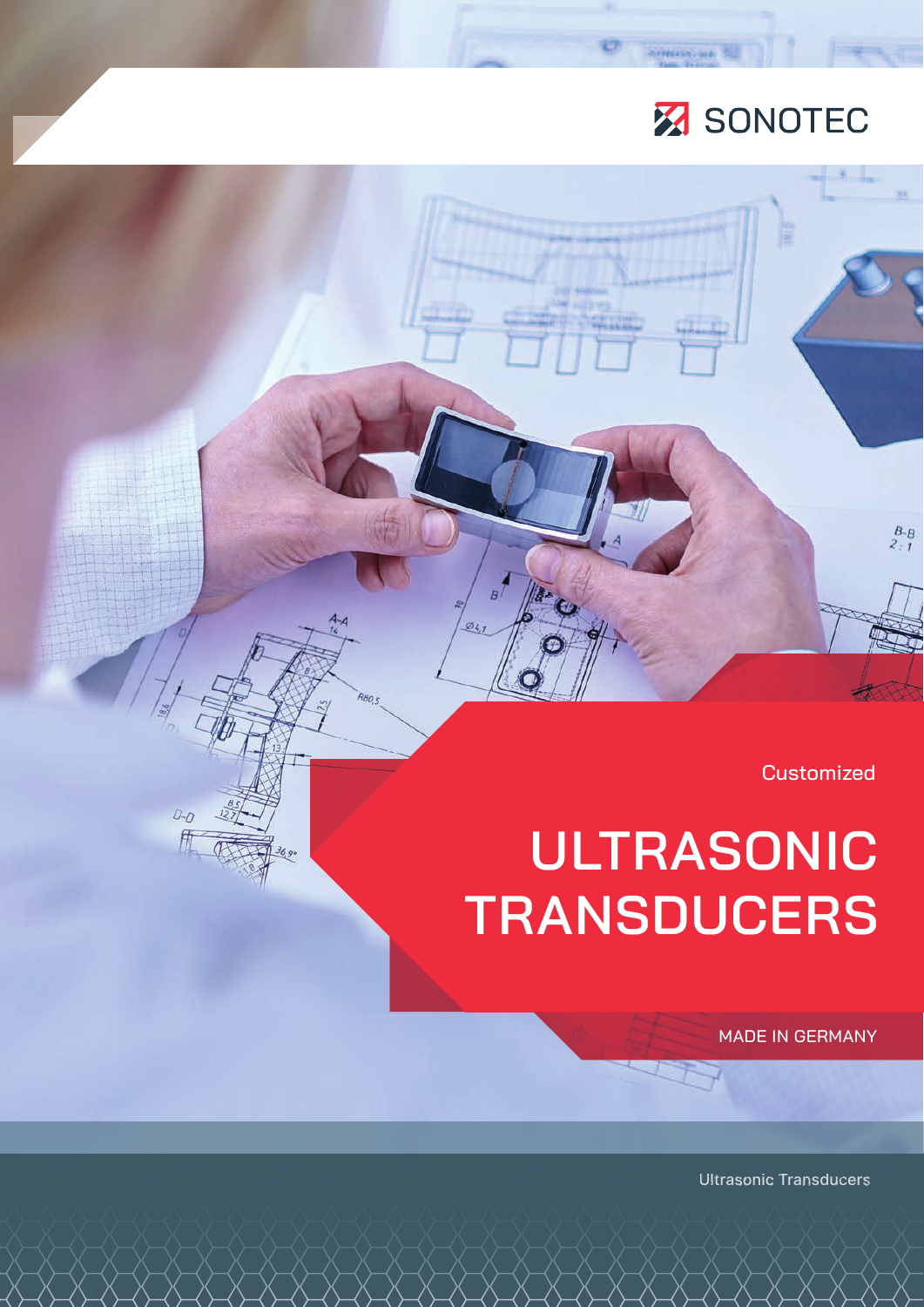SONOTEC

Customized

# ULTRASONIC TRANSDUCERS

MADE IN GERMANY

Ultrasonic Transducers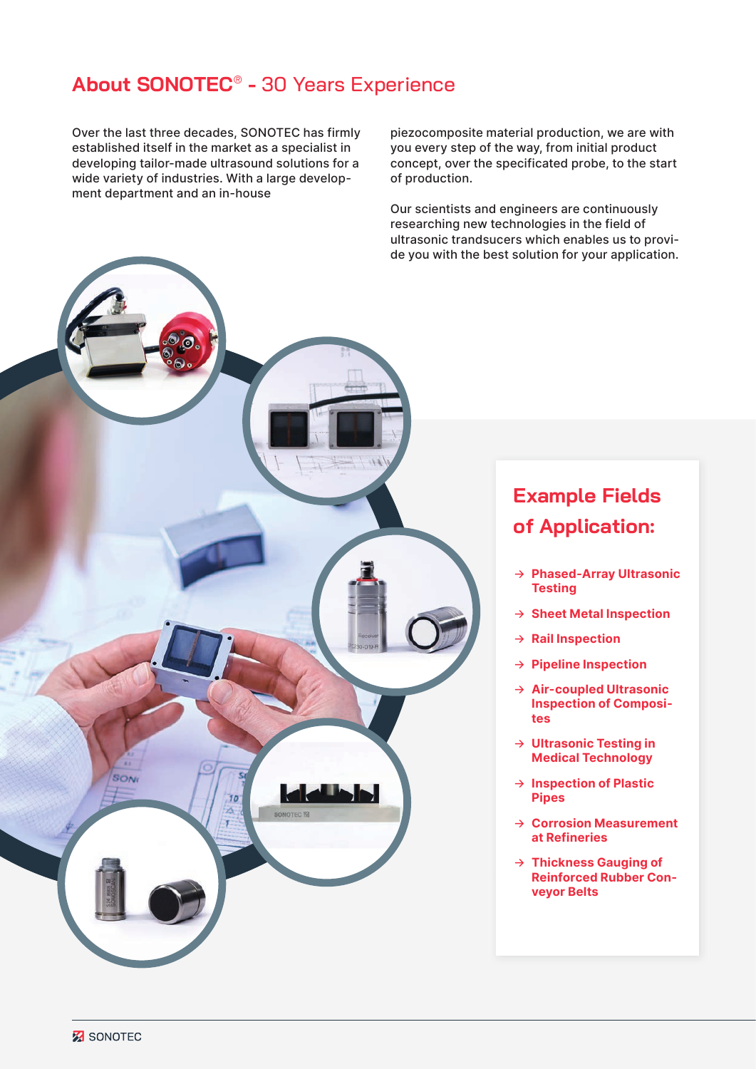## About SONOTEC® - 30 Years Experience

Over the last three decades, SONOTEC has firmly established itself in the market as a specialist in developing tailor-made ultrasound solutions for a wide variety of industries. With a large development department and an in-house piezocomposite material production, we are with you every step of the way, from initial product concept, over the specificated probe, to the start of production.

Our scientists and engineers are continuously researching new technologies in the field of ultrasonic trandsucers which enables us to provide you with the best solution for your application.

### Example Fields of Application:

- → Phased-Array Ultrasonic Testing
- → Sheet Metal Inspection
- → Rail Inspection
- → Pipeline Inspection
- → Air-coupled Ultrasonic Inspection of Composites
- → Ultrasonic Testing in Medical Technology
- → Inspection of Plastic Pipes
- → Corrosion Measurement at Refineries
- → Thickness Gauging of Reinforced Rubber Conveyor Belts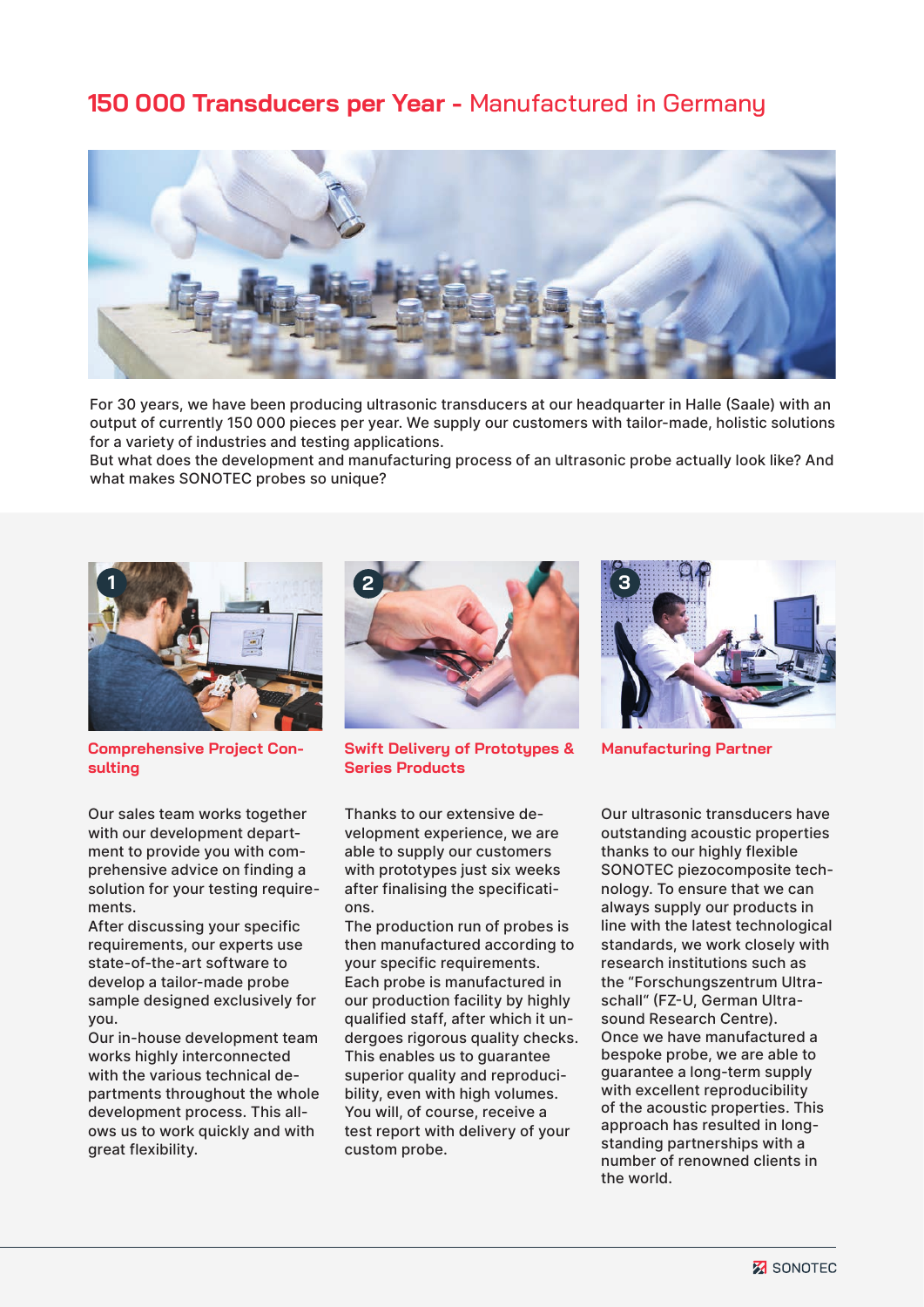# 150 000 Transducers per Year - Manufactured in Germany

For 30 years, we have been producing ultrasonic transducers at our headquarter in Halle (Saale) with an output of currently 150 000 pieces per year. We supply our customers with tailor-made, holistic solutions for a variety of industries and testing applications.
But what does the development and manufacturing process of an ultrasonic probe actually look like? And what makes SONOTEC probes so unique?

## 1 Comprehensive Project Consulting

Our sales team works together with our development department to provide you with comprehensive advice on finding a solution for your testing requirements.
After discussing your specific requirements, our experts use state-of-the-art software to develop a tailor-made probe sample designed exclusively for you.
Our in-house development team works highly interconnected with the various technical departments throughout the whole development process. This allows us to work quickly and with great flexibility.

## 2 Swift Delivery of Prototypes & Series Products

Thanks to our extensive development experience, we are able to supply our customers with prototypes just six weeks after finalising the specifications.
The production run of probes is then manufactured according to your specific requirements.
Each probe is manufactured in our production facility by highly qualified staff, after which it undergoes rigorous quality checks. This enables us to guarantee superior quality and reproducibility, even with high volumes.
You will, of course, receive a test report with delivery of your custom probe.

## 3 Manufacturing Partner

Our ultrasonic transducers have outstanding acoustic properties thanks to our highly flexible SONOTEC piezocomposite technology. To ensure that we can always supply our products in line with the latest technological standards, we work closely with research institutions such as the "Forschungszentrum Ultraschall" (FZ-U, German Ultrasound Research Centre).
Once we have manufactured a bespoke probe, we are able to guarantee a long-term supply with excellent reproducibility of the acoustic properties. This approach has resulted in long-standing partnerships with a number of renowned clients in the world.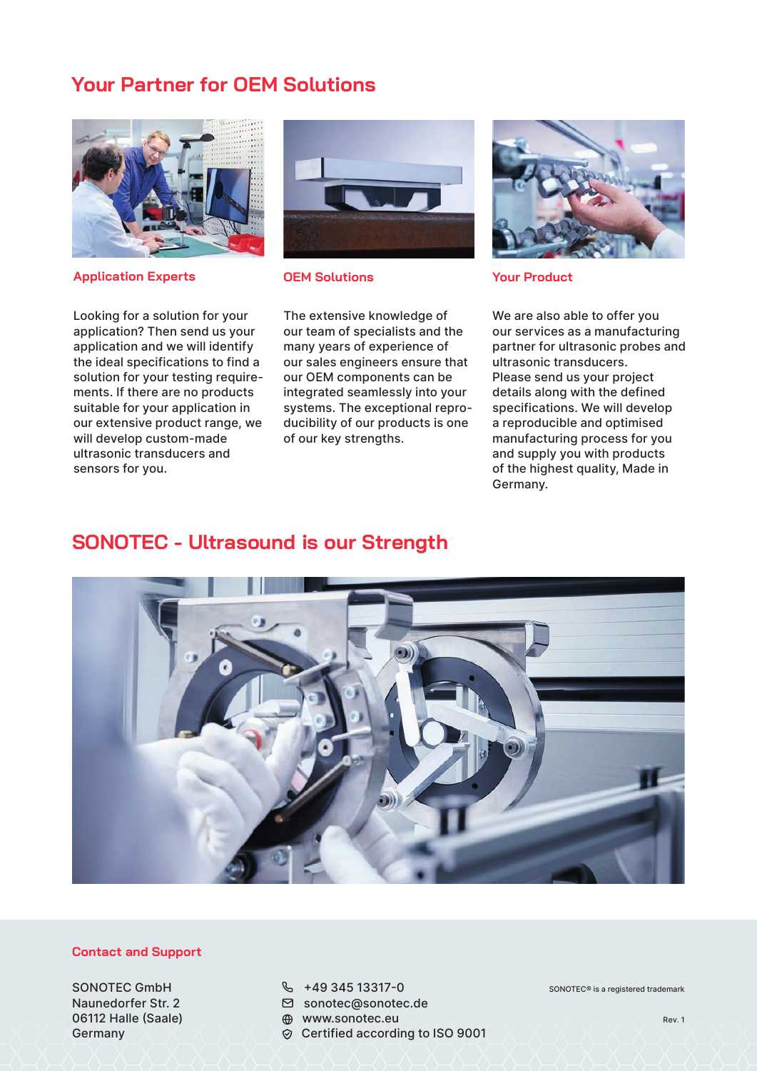## Your Partner for OEM Solutions

### Application Experts

Looking for a solution for your application? Then send us your application and we will identify the ideal specifications to find a solution for your testing requirements. If there are no products suitable for your application in our extensive product range, we will develop custom-made ultrasonic transducers and sensors for you.

### OEM Solutions

The extensive knowledge of our team of specialists and the many years of experience of our sales engineers ensure that our OEM components can be integrated seamlessly into your systems. The exceptional reproducibility of our products is one of our key strengths.

### Your Product

We are also able to offer you our services as a manufacturing partner for ultrasonic probes and ultrasonic transducers.
Please send us your project details along with the defined specifications. We will develop a reproducible and optimised manufacturing process for you and supply you with products of the highest quality, Made in Germany.

## SONOTEC - Ultrasound is our Strength

### Contact and Support

SONOTEC GmbH
Naunedorfer Str. 2
06112 Halle (Saale)
Germany

+49 345 13317-0
sonotec@sonotec.de
www.sonotec.eu
Certified according to ISO 9001

SONOTEC® is a registered trademark

Rev. 1